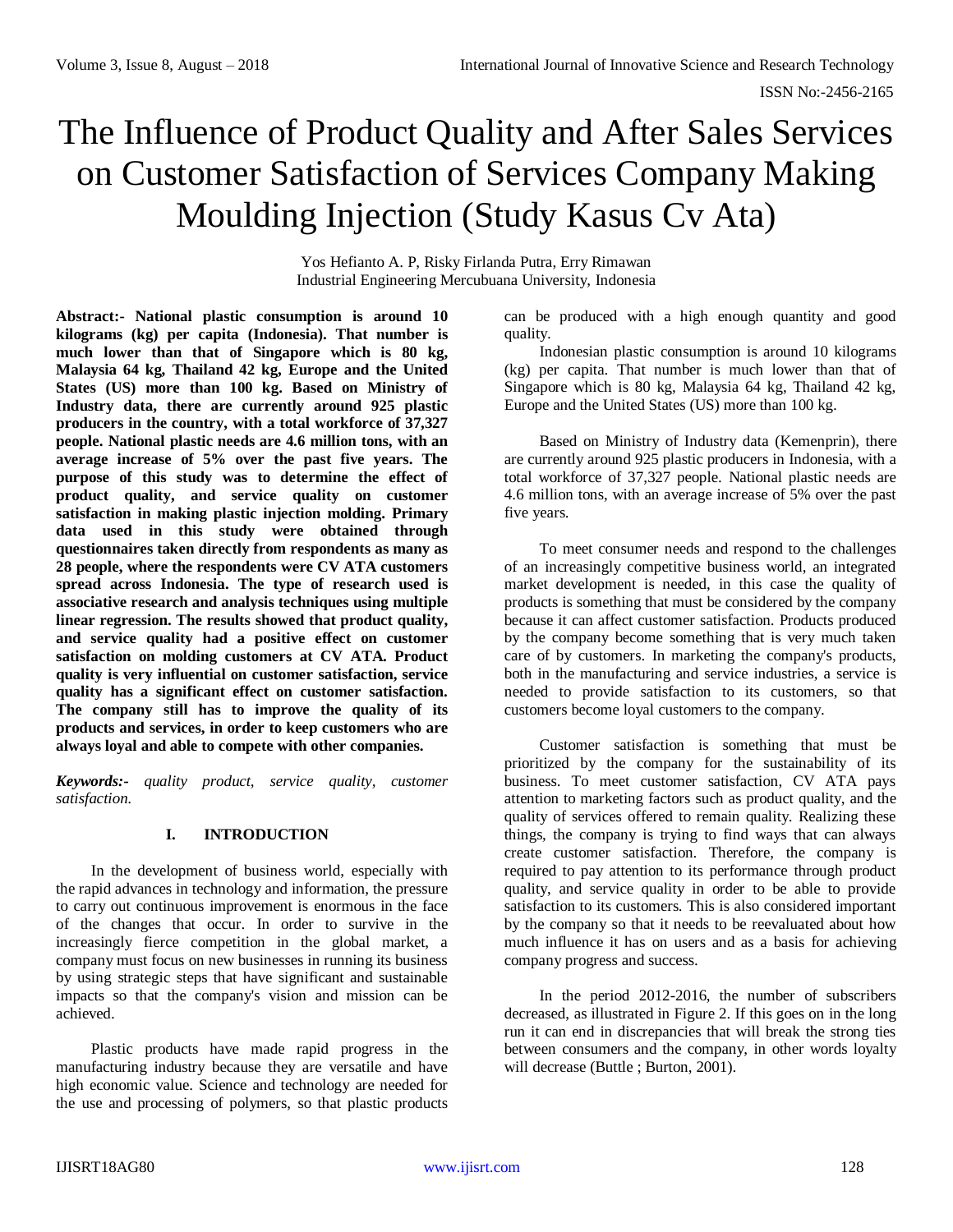# The Influence of Product Quality and After Sales Services on Customer Satisfaction of Services Company Making Moulding Injection (Study Kasus Cv Ata)

Yos Hefianto A. P, Risky Firlanda Putra, Erry Rimawan
Industrial Engineering Mercubuana University, Indonesia

**Abstract:- National plastic consumption is around 10 kilograms (kg) per capita (Indonesia). That number is much lower than that of Singapore which is 80 kg, Malaysia 64 kg, Thailand 42 kg, Europe and the United States (US) more than 100 kg. Based on Ministry of Industry data, there are currently around 925 plastic producers in the country, with a total workforce of 37,327 people. National plastic needs are 4.6 million tons, with an average increase of 5% over the past five years. The purpose of this study was to determine the effect of product quality, and service quality on customer satisfaction in making plastic injection molding. Primary data used in this study were obtained through questionnaires taken directly from respondents as many as 28 people, where the respondents were CV ATA customers spread across Indonesia. The type of research used is associative research and analysis techniques using multiple linear regression. The results showed that product quality, and service quality had a positive effect on customer satisfaction on molding customers at CV ATA. Product quality is very influential on customer satisfaction, service quality has a significant effect on customer satisfaction. The company still has to improve the quality of its products and services, in order to keep customers who are always loyal and able to compete with other companies.**

***Keywords:-*** *quality product, service quality, customer satisfaction.*

## I. INTRODUCTION

In the development of business world, especially with the rapid advances in technology and information, the pressure to carry out continuous improvement is enormous in the face of the changes that occur. In order to survive in the increasingly fierce competition in the global market, a company must focus on new businesses in running its business by using strategic steps that have significant and sustainable impacts so that the company's vision and mission can be achieved.

Plastic products have made rapid progress in the manufacturing industry because they are versatile and have high economic value. Science and technology are needed for the use and processing of polymers, so that plastic products can be produced with a high enough quantity and good quality.

Indonesian plastic consumption is around 10 kilograms (kg) per capita. That number is much lower than that of Singapore which is 80 kg, Malaysia 64 kg, Thailand 42 kg, Europe and the United States (US) more than 100 kg.

Based on Ministry of Industry data (Kemenprin), there are currently around 925 plastic producers in Indonesia, with a total workforce of 37,327 people. National plastic needs are 4.6 million tons, with an average increase of 5% over the past five years.

To meet consumer needs and respond to the challenges of an increasingly competitive business world, an integrated market development is needed, in this case the quality of products is something that must be considered by the company because it can affect customer satisfaction. Products produced by the company become something that is very much taken care of by customers. In marketing the company's products, both in the manufacturing and service industries, a service is needed to provide satisfaction to its customers, so that customers become loyal customers to the company.

Customer satisfaction is something that must be prioritized by the company for the sustainability of its business. To meet customer satisfaction, CV ATA pays attention to marketing factors such as product quality, and the quality of services offered to remain quality. Realizing these things, the company is trying to find ways that can always create customer satisfaction. Therefore, the company is required to pay attention to its performance through product quality, and service quality in order to be able to provide satisfaction to its customers. This is also considered important by the company so that it needs to be reevaluated about how much influence it has on users and as a basis for achieving company progress and success.

In the period 2012-2016, the number of subscribers decreased, as illustrated in Figure 2. If this goes on in the long run it can end in discrepancies that will break the strong ties between consumers and the company, in other words loyalty will decrease (Buttle ; Burton, 2001).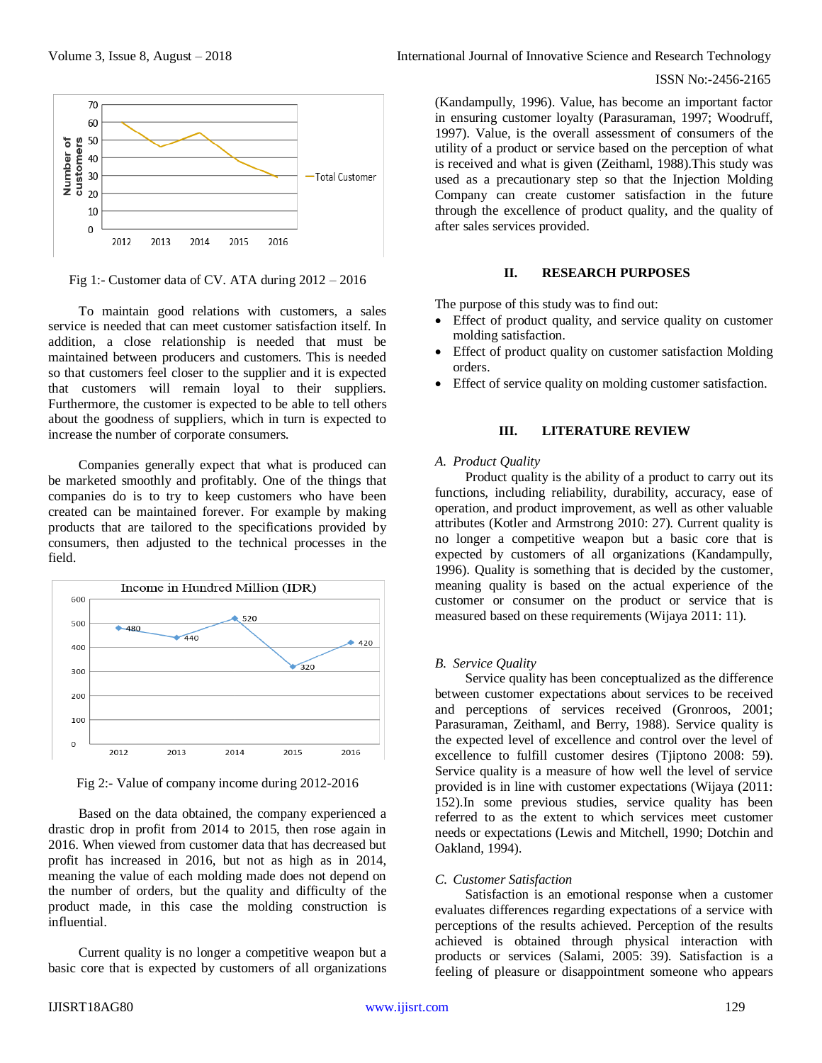Fig 1:- Customer data of CV. ATA during 2012 – 2016

To maintain good relations with customers, a sales service is needed that can meet customer satisfaction itself. In addition, a close relationship is needed that must be maintained between producers and customers. This is needed so that customers feel closer to the supplier and it is expected that customers will remain loyal to their suppliers. Furthermore, the customer is expected to be able to tell others about the goodness of suppliers, which in turn is expected to increase the number of corporate consumers.

Companies generally expect that what is produced can be marketed smoothly and profitably. One of the things that companies do is to try to keep customers who have been created can be maintained forever. For example by making products that are tailored to the specifications provided by consumers, then adjusted to the technical processes in the field.

Fig 2:- Value of company income during 2012-2016

Based on the data obtained, the company experienced a drastic drop in profit from 2014 to 2015, then rose again in 2016. When viewed from customer data that has decreased but profit has increased in 2016, but not as high as in 2014, meaning the value of each molding made does not depend on the number of orders, but the quality and difficulty of the product made, in this case the molding construction is influential.

Current quality is no longer a competitive weapon but a basic core that is expected by customers of all organizations (Kandampully, 1996). Value, has become an important factor in ensuring customer loyalty (Parasuraman, 1997; Woodruff, 1997). Value, is the overall assessment of consumers of the utility of a product or service based on the perception of what is received and what is given (Zeithaml, 1988).This study was used as a precautionary step so that the Injection Molding Company can create customer satisfaction in the future through the excellence of product quality, and the quality of after sales services provided.

## II. RESEARCH PURPOSES

The purpose of this study was to find out:

- Effect of product quality, and service quality on customer molding satisfaction.
- Effect of product quality on customer satisfaction Molding orders.
- Effect of service quality on molding customer satisfaction.

## III. LITERATURE REVIEW

### *A. Product Quality*

Product quality is the ability of a product to carry out its functions, including reliability, durability, accuracy, ease of operation, and product improvement, as well as other valuable attributes (Kotler and Armstrong 2010: 27). Current quality is no longer a competitive weapon but a basic core that is expected by customers of all organizations (Kandampully, 1996). Quality is something that is decided by the customer, meaning quality is based on the actual experience of the customer or consumer on the product or service that is measured based on these requirements (Wijaya 2011: 11).

### *B. Service Quality*

Service quality has been conceptualized as the difference between customer expectations about services to be received and perceptions of services received (Gronroos, 2001; Parasuraman, Zeithaml, and Berry, 1988). Service quality is the expected level of excellence and control over the level of excellence to fulfill customer desires (Tjiptono 2008: 59). Service quality is a measure of how well the level of service provided is in line with customer expectations (Wijaya (2011: 152).In some previous studies, service quality has been referred to as the extent to which services meet customer needs or expectations (Lewis and Mitchell, 1990; Dotchin and Oakland, 1994).

### *C. Customer Satisfaction*

Satisfaction is an emotional response when a customer evaluates differences regarding expectations of a service with perceptions of the results achieved. Perception of the results achieved is obtained through physical interaction with products or services (Salami, 2005: 39). Satisfaction is a feeling of pleasure or disappointment someone who appears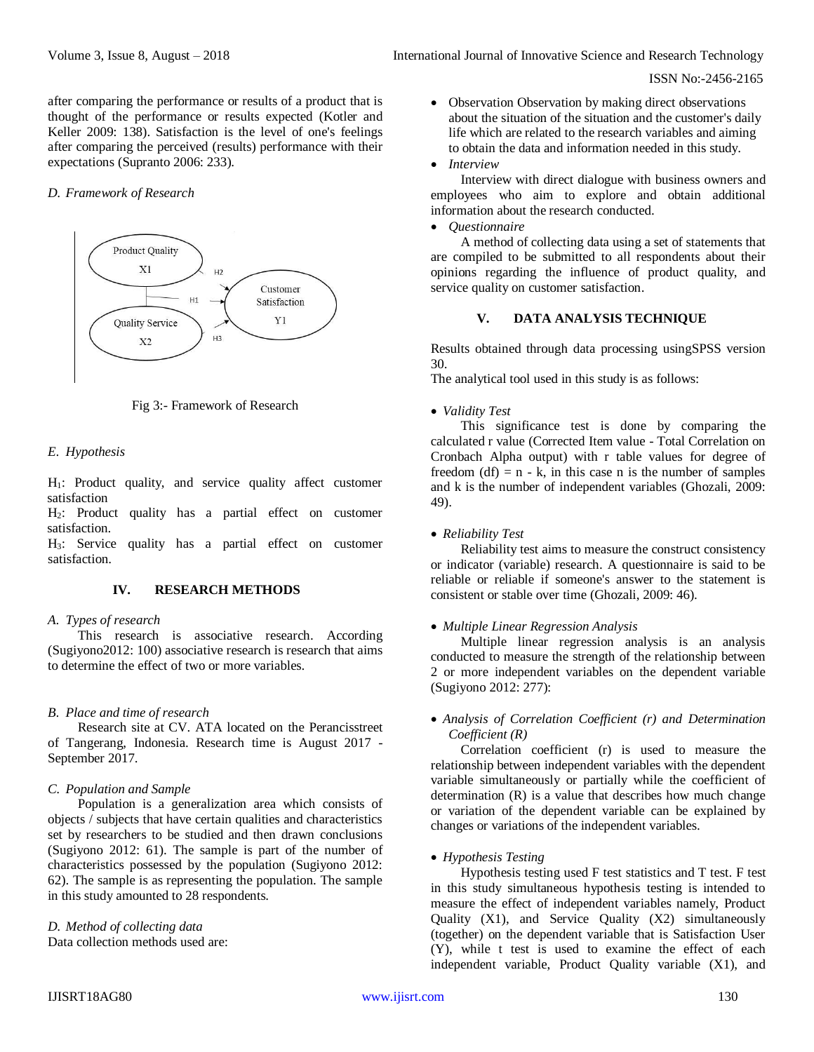after comparing the performance or results of a product that is thought of the performance or results expected (Kotler and Keller 2009: 138). Satisfaction is the level of one's feelings after comparing the perceived (results) performance with their expectations (Supranto 2006: 233).

*D. Framework of Research*

Fig 3:- Framework of Research

*E. Hypothesis*

$H_1$: Product quality, and service quality affect customer satisfaction

$H_2$: Product quality has a partial effect on customer satisfaction.

$H_3$: Service quality has a partial effect on customer satisfaction.

## IV. RESEARCH METHODS

*A. Types of research*

This research is associative research. According (Sugiyono2012: 100) associative research is research that aims to determine the effect of two or more variables.

*B. Place and time of research*

Research site at CV. ATA located on the Perancisstreet of Tangerang, Indonesia. Research time is August 2017 - September 2017.

*C. Population and Sample*

Population is a generalization area which consists of objects / subjects that have certain qualities and characteristics set by researchers to be studied and then drawn conclusions (Sugiyono 2012: 61). The sample is part of the number of characteristics possessed by the population (Sugiyono 2012: 62). The sample is as representing the population. The sample in this study amounted to 28 respondents.

*D. Method of collecting data*

Data collection methods used are:

- Observation Observation by making direct observations about the situation of the situation and the customer's daily life which are related to the research variables and aiming to obtain the data and information needed in this study.
- *Interview*

Interview with direct dialogue with business owners and employees who aim to explore and obtain additional information about the research conducted.

- *Questionnaire*

A method of collecting data using a set of statements that are compiled to be submitted to all respondents about their opinions regarding the influence of product quality, and service quality on customer satisfaction.

## V. DATA ANALYSIS TECHNIQUE

Results obtained through data processing usingSPSS version 30.

The analytical tool used in this study is as follows:

- *Validity Test*

This significance test is done by comparing the calculated r value (Corrected Item value - Total Correlation on Cronbach Alpha output) with r table values for degree of freedom (df) = n - k, in this case n is the number of samples and k is the number of independent variables (Ghozali, 2009: 49).

- *Reliability Test*

Reliability test aims to measure the construct consistency or indicator (variable) research. A questionnaire is said to be reliable or reliable if someone's answer to the statement is consistent or stable over time (Ghozali, 2009: 46).

- *Multiple Linear Regression Analysis*

Multiple linear regression analysis is an analysis conducted to measure the strength of the relationship between 2 or more independent variables on the dependent variable (Sugiyono 2012: 277):

- *Analysis of Correlation Coefficient (r) and Determination Coefficient (R)*

Correlation coefficient (r) is used to measure the relationship between independent variables with the dependent variable simultaneously or partially while the coefficient of determination (R) is a value that describes how much change or variation of the dependent variable can be explained by changes or variations of the independent variables.

- *Hypothesis Testing*

Hypothesis testing used F test statistics and T test. F test in this study simultaneous hypothesis testing is intended to measure the effect of independent variables namely, Product Quality (X1), and Service Quality (X2) simultaneously (together) on the dependent variable that is Satisfaction User (Y), while t test is used to examine the effect of each independent variable, Product Quality variable (X1), and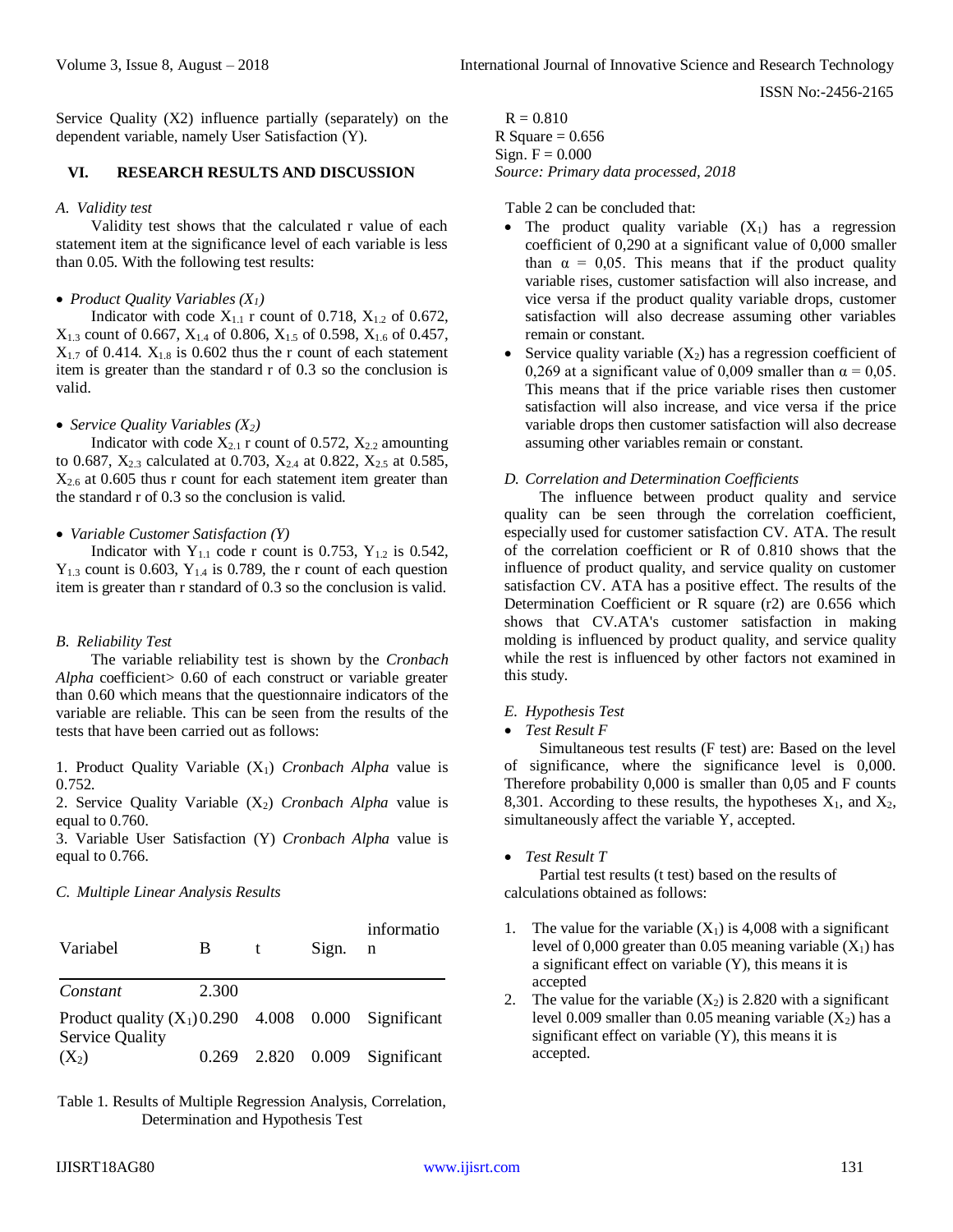Service Quality (X2) influence partially (separately) on the dependent variable, namely User Satisfaction (Y).

## VI. RESEARCH RESULTS AND DISCUSSION

### *A. Validity test*

Validity test shows that the calculated r value of each statement item at the significance level of each variable is less than 0.05. With the following test results:

- *Product Quality Variables ($X_1$)*

Indicator with code $X_{1.1}$ r count of 0.718, $X_{1.2}$ of 0.672, $X_{1.3}$ count of 0.667, $X_{1.4}$ of 0.806, $X_{1.5}$ of 0.598, $X_{1.6}$ of 0.457, $X_{1.7}$ of 0.414. $X_{1.8}$ is 0.602 thus the r count of each statement item is greater than the standard r of 0.3 so the conclusion is valid.

- *Service Quality Variables ($X_2$)*

Indicator with code $X_{2.1}$ r count of 0.572, $X_{2.2}$ amounting to 0.687, $X_{2.3}$ calculated at 0.703, $X_{2.4}$ at 0.822, $X_{2.5}$ at 0.585, $X_{2.6}$ at 0.605 thus r count for each statement item greater than the standard r of 0.3 so the conclusion is valid.

- *Variable Customer Satisfaction (Y)*

Indicator with $Y_{1.1}$ code r count is 0.753, $Y_{1.2}$ is 0.542, $Y_{1.3}$ count is 0.603, $Y_{1.4}$ is 0.789, the r count of each question item is greater than r standard of 0.3 so the conclusion is valid.

### *B. Reliability Test*

The variable reliability test is shown by the *Cronbach Alpha* coefficient> 0.60 of each construct or variable greater than 0.60 which means that the questionnaire indicators of the variable are reliable. This can be seen from the results of the tests that have been carried out as follows:

1. Product Quality Variable ($X_1$) *Cronbach Alpha* value is 0.752.
2. Service Quality Variable ($X_2$) *Cronbach Alpha* value is equal to 0.760.
3. Variable User Satisfaction (Y) *Cronbach Alpha* value is equal to 0.766.

### *C. Multiple Linear Analysis Results*

| Variabel | B | t | Sign. | information |
|---|---|---|---|---|
| *Constant* | 2.300 | | | |
| Product quality ($X_1$) | 0.290 | 4.008 | 0.000 | Significant |
| Service Quality ($X_2$) | 0.269 | 2.820 | 0.009 | Significant |

Table 1. Results of Multiple Regression Analysis, Correlation, Determination and Hypothesis Test

R = 0.810
R Square = 0.656
Sign. F = 0.000
*Source: Primary data processed, 2018*

Table 2 can be concluded that:

- The product quality variable ($X_1$) has a regression coefficient of 0,290 at a significant value of 0,000 smaller than $\alpha$ = 0,05. This means that if the product quality variable rises, customer satisfaction will also increase, and vice versa if the product quality variable drops, customer satisfaction will also decrease assuming other variables remain or constant.
- Service quality variable ($X_2$) has a regression coefficient of 0,269 at a significant value of 0,009 smaller than $\alpha$ = 0,05. This means that if the price variable rises then customer satisfaction will also increase, and vice versa if the price variable drops then customer satisfaction will also decrease assuming other variables remain or constant.

### *D. Correlation and Determination Coefficients*

The influence between product quality and service quality can be seen through the correlation coefficient, especially used for customer satisfaction CV. ATA. The result of the correlation coefficient or R of 0.810 shows that the influence of product quality, and service quality on customer satisfaction CV. ATA has a positive effect. The results of the Determination Coefficient or R square (r2) are 0.656 which shows that CV.ATA's customer satisfaction in making molding is influenced by product quality, and service quality while the rest is influenced by other factors not examined in this study.

### *E. Hypothesis Test*

- *Test Result F*

Simultaneous test results (F test) are: Based on the level of significance, where the significance level is 0,000. Therefore probability 0,000 is smaller than 0,05 and F counts 8,301. According to these results, the hypotheses $X_1$, and $X_2$, simultaneously affect the variable Y, accepted.

- *Test Result T*

Partial test results (t test) based on the results of calculations obtained as follows:

1. The value for the variable ($X_1$) is 4,008 with a significant level of 0,000 greater than 0.05 meaning variable ($X_1$) has a significant effect on variable (Y), this means it is accepted
2. The value for the variable ($X_2$) is 2.820 with a significant level 0.009 smaller than 0.05 meaning variable ($X_2$) has a significant effect on variable (Y), this means it is accepted.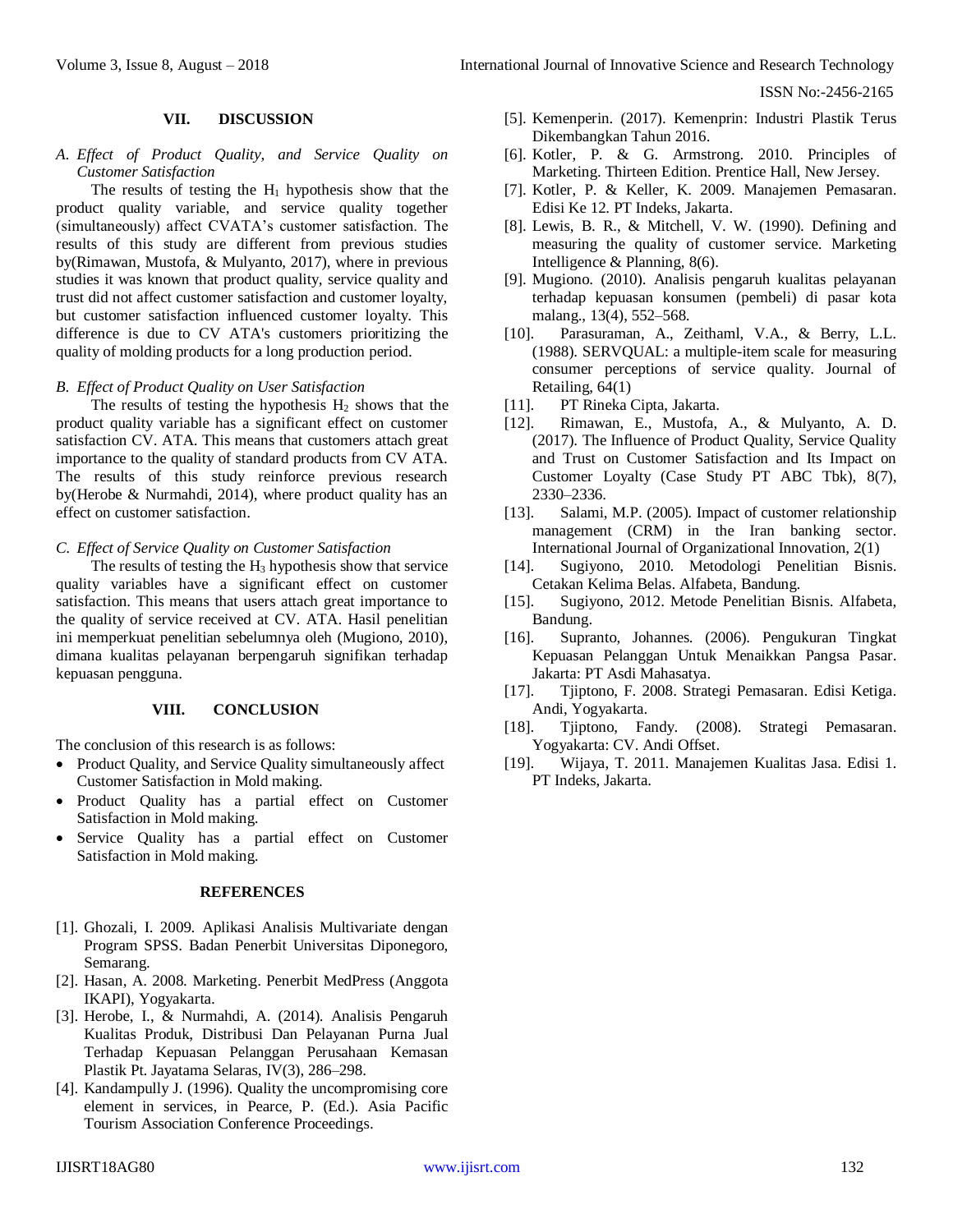## VII. DISCUSSION

### *A. Effect of Product Quality, and Service Quality on Customer Satisfaction*

The results of testing the $H_1$ hypothesis show that the product quality variable, and service quality together (simultaneously) affect CVATA's customer satisfaction. The results of this study are different from previous studies by(Rimawan, Mustofa, & Mulyanto, 2017), where in previous studies it was known that product quality, service quality and trust did not affect customer satisfaction and customer loyalty, but customer satisfaction influenced customer loyalty. This difference is due to CV ATA's customers prioritizing the quality of molding products for a long production period.

### *B. Effect of Product Quality on User Satisfaction*

The results of testing the hypothesis $H_2$ shows that the product quality variable has a significant effect on customer satisfaction CV. ATA. This means that customers attach great importance to the quality of standard products from CV ATA. The results of this study reinforce previous research by(Herobe & Nurmahdi, 2014), where product quality has an effect on customer satisfaction.

### *C. Effect of Service Quality on Customer Satisfaction*

The results of testing the $H_3$ hypothesis show that service quality variables have a significant effect on customer satisfaction. This means that users attach great importance to the quality of service received at CV. ATA. Hasil penelitian ini memperkuat penelitian sebelumnya oleh (Mugiono, 2010), dimana kualitas pelayanan berpengaruh signifikan terhadap kepuasan pengguna.

## VIII. CONCLUSION

The conclusion of this research is as follows:

- Product Quality, and Service Quality simultaneously affect Customer Satisfaction in Mold making.
- Product Quality has a partial effect on Customer Satisfaction in Mold making.
- Service Quality has a partial effect on Customer Satisfaction in Mold making.

## REFERENCES

[1]. Ghozali, I. 2009. Aplikasi Analisis Multivariate dengan Program SPSS. Badan Penerbit Universitas Diponegoro, Semarang.

[2]. Hasan, A. 2008. Marketing. Penerbit MedPress (Anggota IKAPI), Yogyakarta.

[3]. Herobe, I., & Nurmahdi, A. (2014). Analisis Pengaruh Kualitas Produk, Distribusi Dan Pelayanan Purna Jual Terhadap Kepuasan Pelanggan Perusahaan Kemasan Plastik Pt. Jayatama Selaras, IV(3), 286–298.

[4]. Kandampully J. (1996). Quality the uncompromising core element in services, in Pearce, P. (Ed.). Asia Pacific Tourism Association Conference Proceedings.

[5]. Kemenperin. (2017). Kemenprin: Industri Plastik Terus Dikembangkan Tahun 2016.

[6]. Kotler, P. & G. Armstrong. 2010. Principles of Marketing. Thirteen Edition. Prentice Hall, New Jersey.

[7]. Kotler, P. & Keller, K. 2009. Manajemen Pemasaran. Edisi Ke 12. PT Indeks, Jakarta.

[8]. Lewis, B. R., & Mitchell, V. W. (1990). Defining and measuring the quality of customer service. Marketing Intelligence & Planning, 8(6).

[9]. Mugiono. (2010). Analisis pengaruh kualitas pelayanan terhadap kepuasan konsumen (pembeli) di pasar kota malang., 13(4), 552–568.

[10]. Parasuraman, A., Zeithaml, V.A., & Berry, L.L. (1988). SERVQUAL: a multiple-item scale for measuring consumer perceptions of service quality. Journal of Retailing, 64(1)

[11]. PT Rineka Cipta, Jakarta.

[12]. Rimawan, E., Mustofa, A., & Mulyanto, A. D. (2017). The Influence of Product Quality, Service Quality and Trust on Customer Satisfaction and Its Impact on Customer Loyalty (Case Study PT ABC Tbk), 8(7), 2330–2336.

[13]. Salami, M.P. (2005). Impact of customer relationship management (CRM) in the Iran banking sector. International Journal of Organizational Innovation, 2(1)

[14]. Sugiyono, 2010. Metodologi Penelitian Bisnis. Cetakan Kelima Belas. Alfabeta, Bandung.

[15]. Sugiyono, 2012. Metode Penelitian Bisnis. Alfabeta, Bandung.

[16]. Supranto, Johannes. (2006). Pengukuran Tingkat Kepuasan Pelanggan Untuk Menaikkan Pangsa Pasar. Jakarta: PT Asdi Mahasatya.

[17]. Tjiptono, F. 2008. Strategi Pemasaran. Edisi Ketiga. Andi, Yogyakarta.

[18]. Tjiptono, Fandy. (2008). Strategi Pemasaran. Yogyakarta: CV. Andi Offset.

[19]. Wijaya, T. 2011. Manajemen Kualitas Jasa. Edisi 1. PT Indeks, Jakarta.